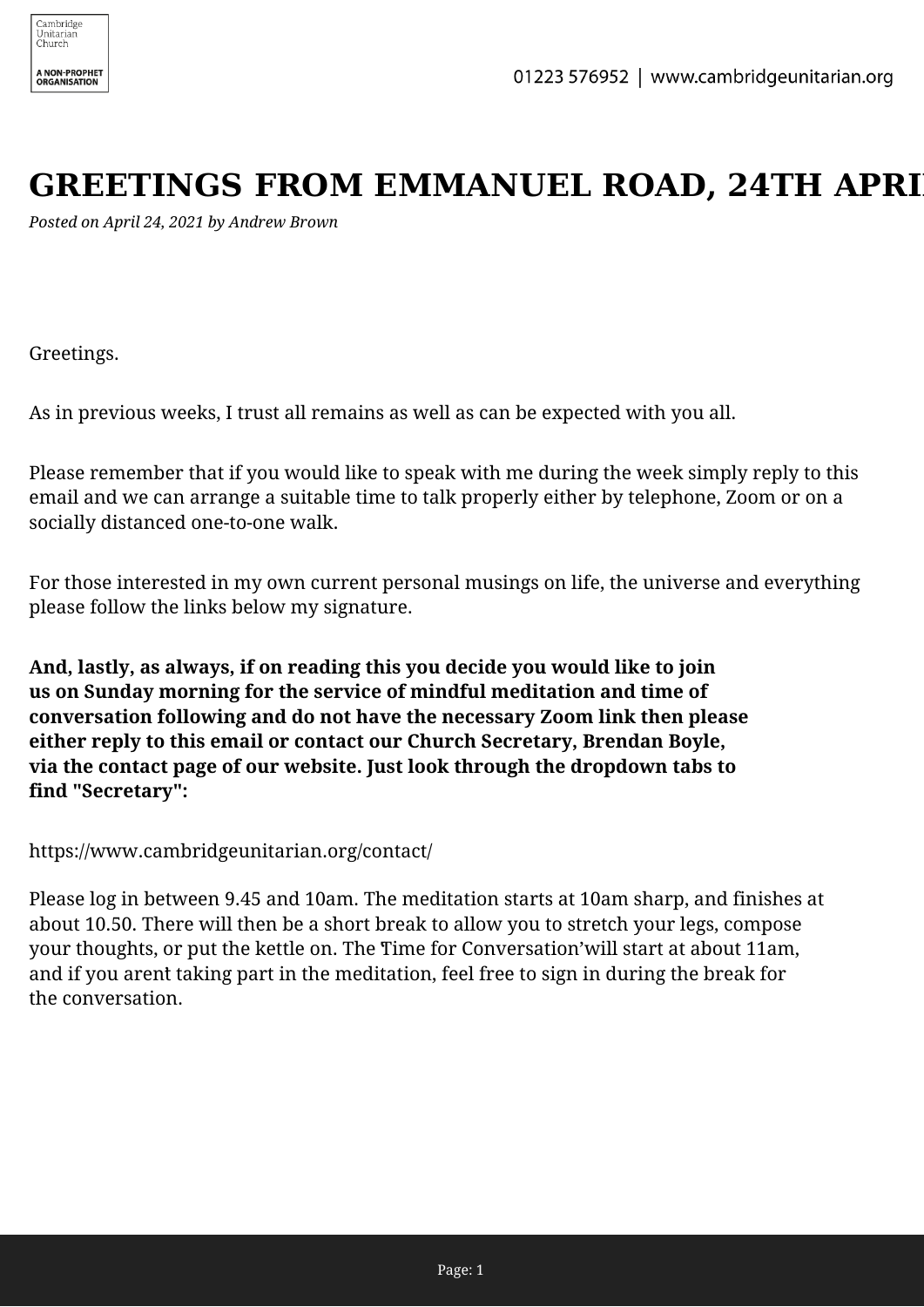# GREETINGS FROM EMMANUEL ROAD, 24TH APRI

*Posted on April 24, 2021 by Andrew Brown*

Greetings.

As in previous weeks, I trust all remains as well as can be expected with you all.

Please remember that if you would like to speak with me during the week simply reply to this email and we can arrange a suitable time to talk properly either by telephone, Zoom or on a socially distanced one-to-one walk.

For those interested in my own current personal musings on life, the universe and everything please follow the links below my signature.

**And, lastly, as always, if on reading this you decide you would like to join us on Sunday morning for the service of mindful meditation and time of conversation following and do not have the necessary Zoom link then please either reply to this email or contact our Church Secretary, Brendan Boyle, via the contact page of our website. Just look through the dropdown tabs to find "Secretary":**

https://www.cambridgeunitarian.org/contact/

Please log in between 9.45 and 10am. The meditation starts at 10am sharp, and finishes at about 10.50. There will then be a short break to allow you to stretch your legs, compose your thoughts, or put the kettle on. The 'Time for Conversation'will start at about 11am, and if you arent taking part in the meditation, feel free to sign in during the break for the conversation.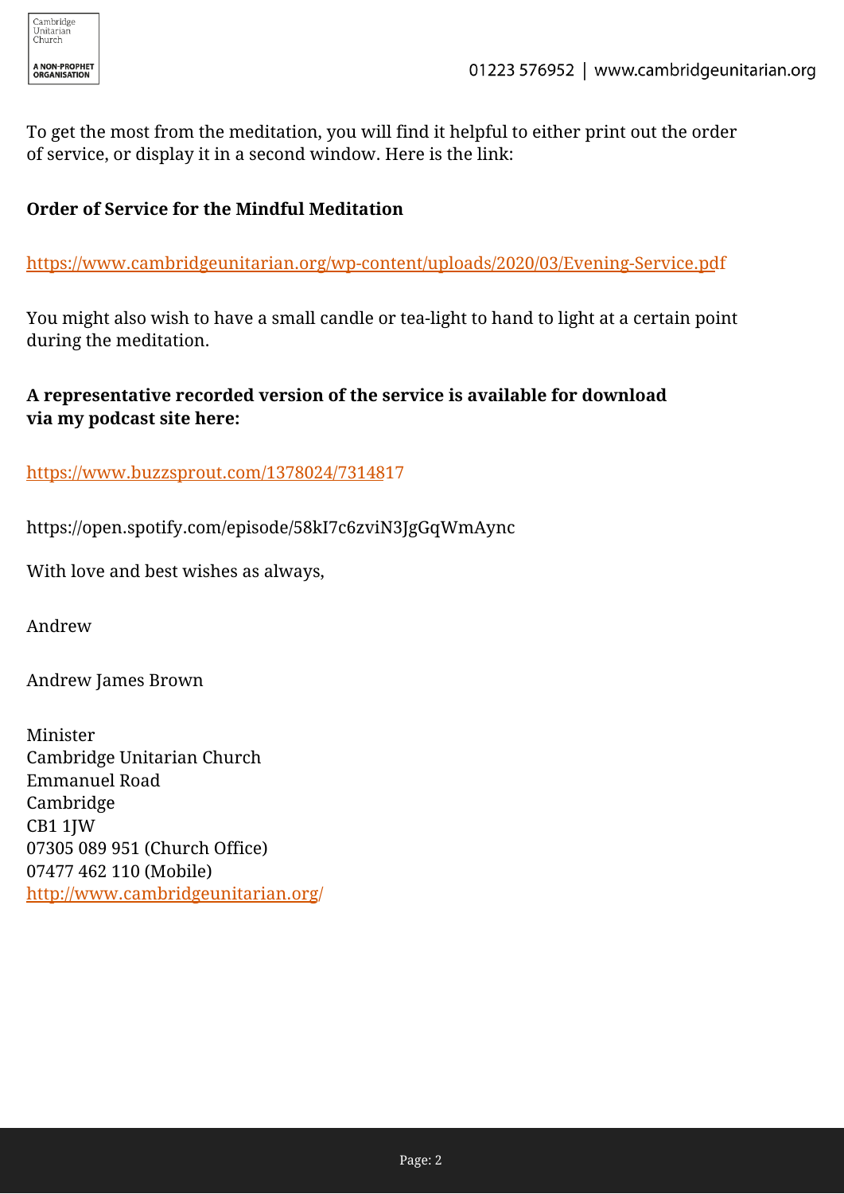To get the most from the meditation, you will find it helpful to either print out the order of service, or display it in a second window. Here is the link:

**Order of Service for the Mindful Meditation**

https://www.cambridgeunitarian.org/wp-content/uploads/2020/03/Evening-Service.pdf

You might also wish to have a small candle or tea-light to hand to light at a certain point during the meditation.

**A representative recorded version of the service is available for download via my podcast site here:**

https://www.buzzsprout.com/1378024/7314817

https://open.spotify.com/episode/58kI7c6zviN3JgGqWmAync

With love and best wishes as always,

Andrew

Andrew James Brown

Minister  
Cambridge Unitarian Church  
Emmanuel Road  
Cambridge  
CB1 1JW  
07305 089 951 (Church Office)  
07477 462 110 (Mobile)  
http://www.cambridgeunitarian.org/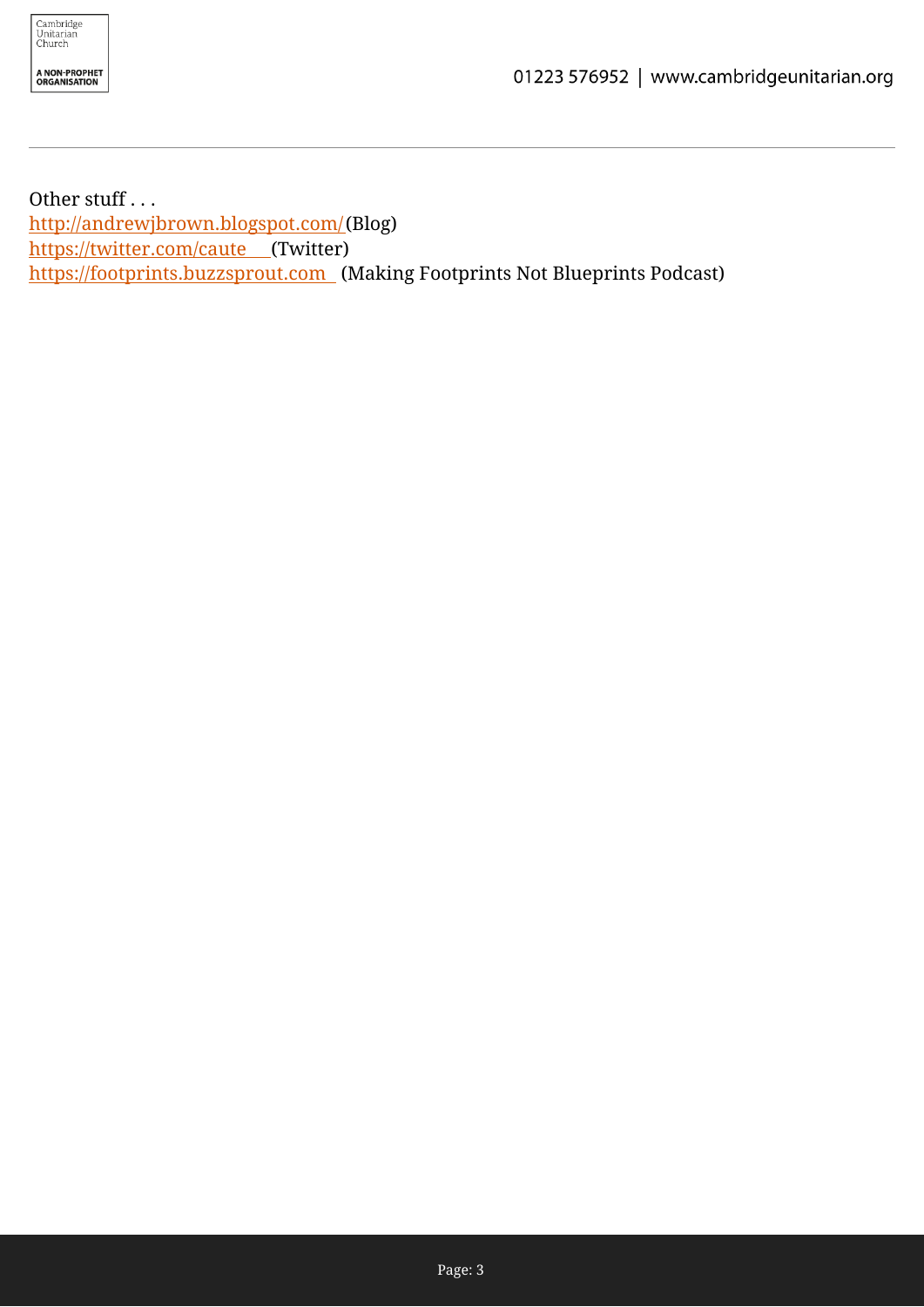Other stuff . . .
http://andrewjbrown.blogspot.com/ (Blog)
https://twitter.com/caute (Twitter)
https://footprints.buzzsprout.com (Making Footprints Not Blueprints Podcast)